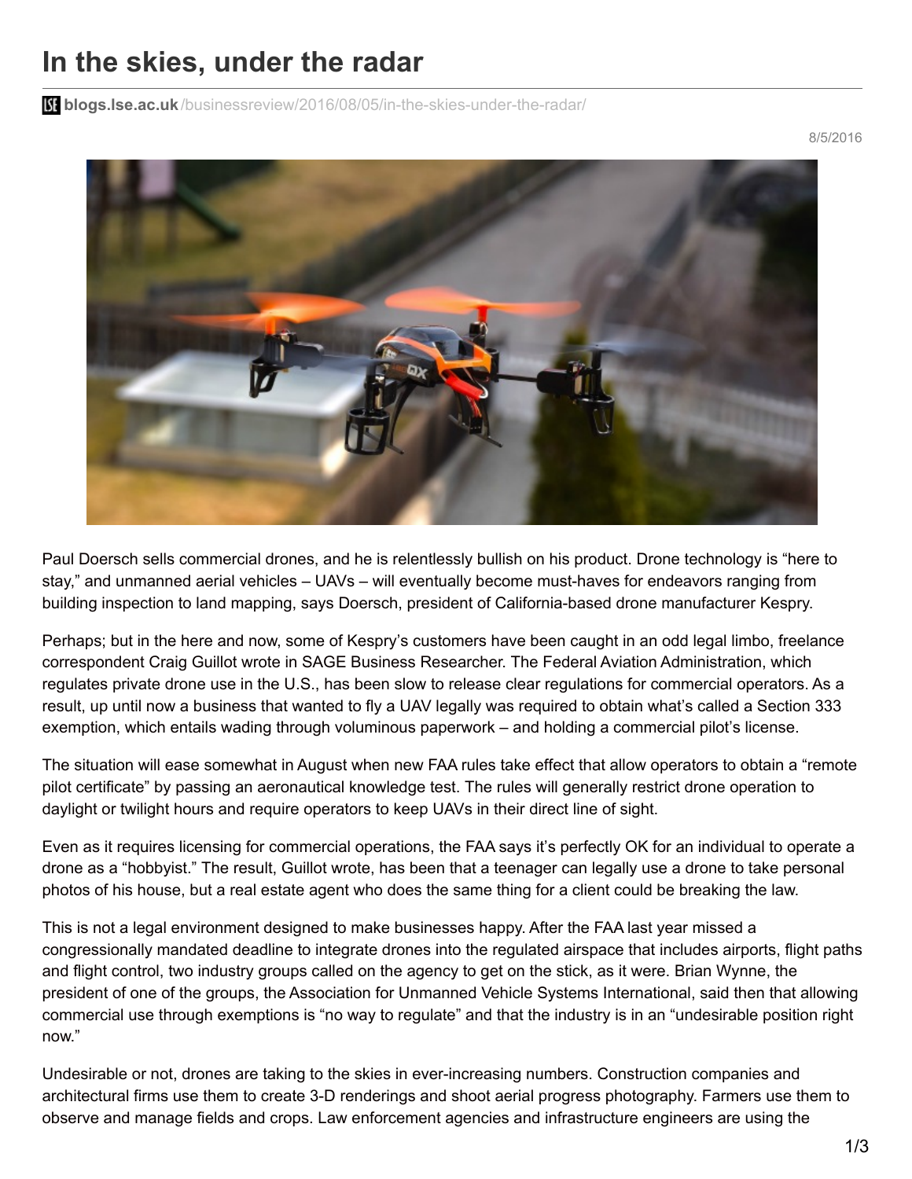# In the skies, under the radar

blogs.lse.ac.uk/businessreview/2016/08/05/in-the-skies-under-the-radar/

8/5/2016

Paul Doersch sells commercial drones, and he is relentlessly bullish on his product. Drone technology is "here to stay," and unmanned aerial vehicles – UAVs – will eventually become must-haves for endeavors ranging from building inspection to land mapping, says Doersch, president of California-based drone manufacturer Kespry.

Perhaps; but in the here and now, some of Kespry's customers have been caught in an odd legal limbo, freelance correspondent Craig Guillot wrote in SAGE Business Researcher. The Federal Aviation Administration, which regulates private drone use in the U.S., has been slow to release clear regulations for commercial operators. As a result, up until now a business that wanted to fly a UAV legally was required to obtain what's called a Section 333 exemption, which entails wading through voluminous paperwork – and holding a commercial pilot's license.

The situation will ease somewhat in August when new FAA rules take effect that allow operators to obtain a "remote pilot certificate" by passing an aeronautical knowledge test. The rules will generally restrict drone operation to daylight or twilight hours and require operators to keep UAVs in their direct line of sight.

Even as it requires licensing for commercial operations, the FAA says it's perfectly OK for an individual to operate a drone as a "hobbyist." The result, Guillot wrote, has been that a teenager can legally use a drone to take personal photos of his house, but a real estate agent who does the same thing for a client could be breaking the law.

This is not a legal environment designed to make businesses happy. After the FAA last year missed a congressionally mandated deadline to integrate drones into the regulated airspace that includes airports, flight paths and flight control, two industry groups called on the agency to get on the stick, as it were. Brian Wynne, the president of one of the groups, the Association for Unmanned Vehicle Systems International, said then that allowing commercial use through exemptions is "no way to regulate" and that the industry is in an "undesirable position right now."

Undesirable or not, drones are taking to the skies in ever-increasing numbers. Construction companies and architectural firms use them to create 3-D renderings and shoot aerial progress photography. Farmers use them to observe and manage fields and crops. Law enforcement agencies and infrastructure engineers are using the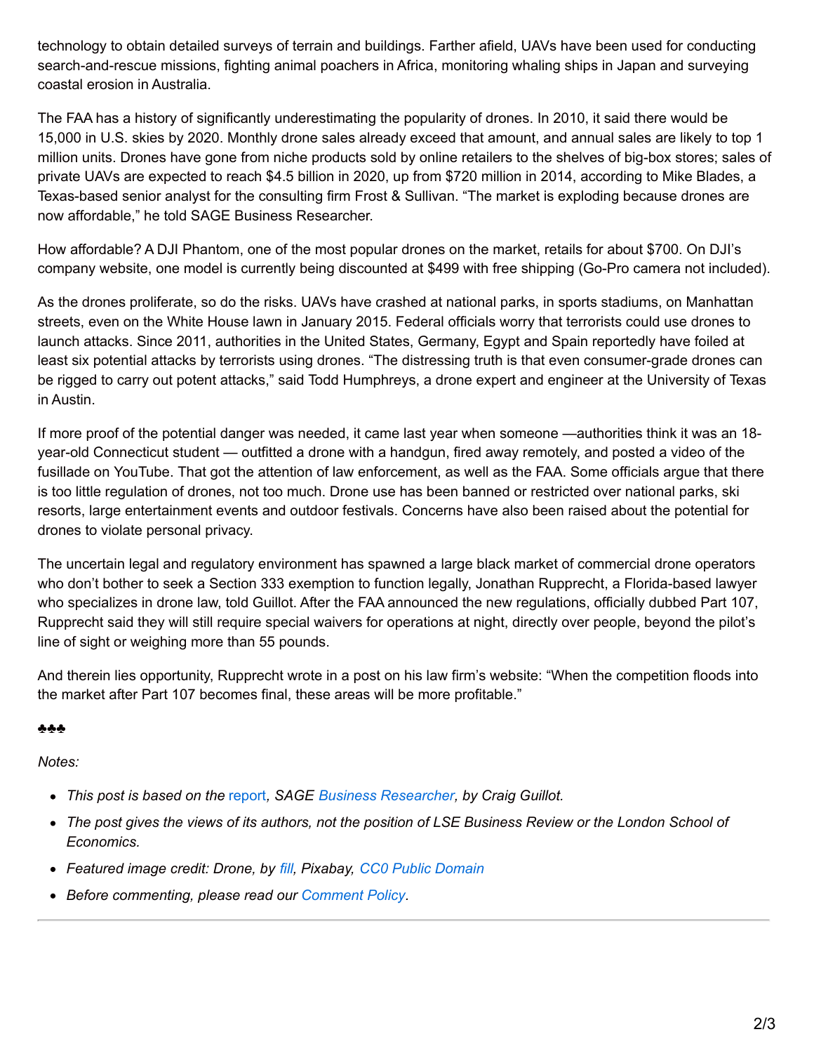technology to obtain detailed surveys of terrain and buildings. Farther afield, UAVs have been used for conducting search-and-rescue missions, fighting animal poachers in Africa, monitoring whaling ships in Japan and surveying coastal erosion in Australia.

The FAA has a history of significantly underestimating the popularity of drones. In 2010, it said there would be 15,000 in U.S. skies by 2020. Monthly drone sales already exceed that amount, and annual sales are likely to top 1 million units. Drones have gone from niche products sold by online retailers to the shelves of big-box stores; sales of private UAVs are expected to reach $4.5 billion in 2020, up from $720 million in 2014, according to Mike Blades, a Texas-based senior analyst for the consulting firm Frost & Sullivan. "The market is exploding because drones are now affordable," he told SAGE Business Researcher.

How affordable? A DJI Phantom, one of the most popular drones on the market, retails for about $700. On DJI's company website, one model is currently being discounted at $499 with free shipping (Go-Pro camera not included).

As the drones proliferate, so do the risks. UAVs have crashed at national parks, in sports stadiums, on Manhattan streets, even on the White House lawn in January 2015. Federal officials worry that terrorists could use drones to launch attacks. Since 2011, authorities in the United States, Germany, Egypt and Spain reportedly have foiled at least six potential attacks by terrorists using drones. "The distressing truth is that even consumer-grade drones can be rigged to carry out potent attacks," said Todd Humphreys, a drone expert and engineer at the University of Texas in Austin.

If more proof of the potential danger was needed, it came last year when someone —authorities think it was an 18-year-old Connecticut student — outfitted a drone with a handgun, fired away remotely, and posted a video of the fusillade on YouTube. That got the attention of law enforcement, as well as the FAA. Some officials argue that there is too little regulation of drones, not too much. Drone use has been banned or restricted over national parks, ski resorts, large entertainment events and outdoor festivals. Concerns have also been raised about the potential for drones to violate personal privacy.

The uncertain legal and regulatory environment has spawned a large black market of commercial drone operators who don't bother to seek a Section 333 exemption to function legally, Jonathan Rupprecht, a Florida-based lawyer who specializes in drone law, told Guillot. After the FAA announced the new regulations, officially dubbed Part 107, Rupprecht said they will still require special waivers for operations at night, directly over people, beyond the pilot's line of sight or weighing more than 55 pounds.

And therein lies opportunity, Rupprecht wrote in a post on his law firm's website: "When the competition floods into the market after Part 107 becomes final, these areas will be more profitable."

♣♣♣

*Notes:*

- *This post is based on the report, SAGE Business Researcher, by Craig Guillot.*
- *The post gives the views of its authors, not the position of LSE Business Review or the London School of Economics.*
- *Featured image credit: Drone, by fill, Pixabay, CC0 Public Domain*
- *Before commenting, please read our Comment Policy.*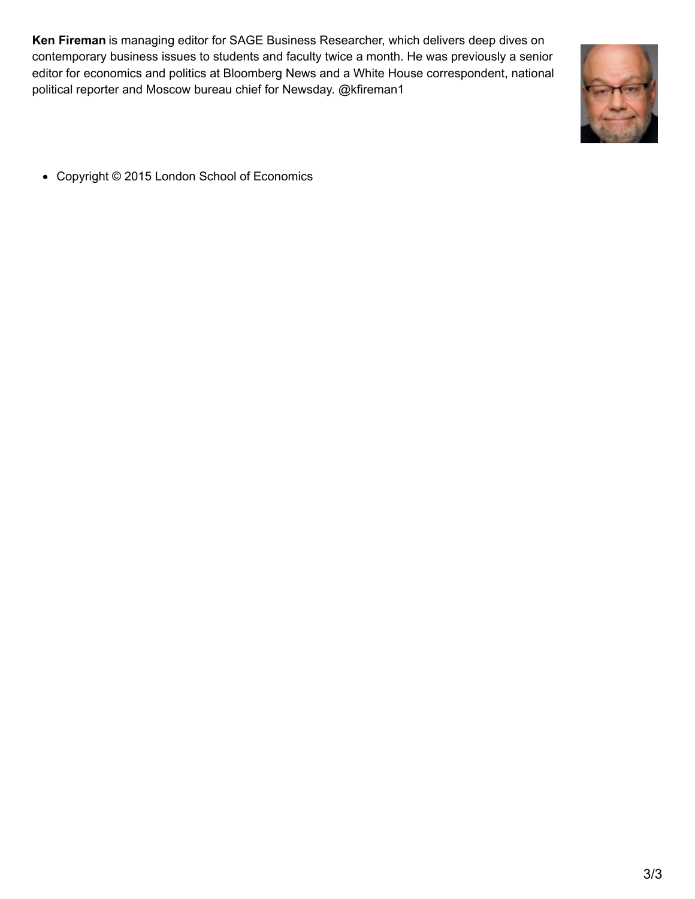**Ken Fireman** is managing editor for SAGE Business Researcher, which delivers deep dives on contemporary business issues to students and faculty twice a month. He was previously a senior editor for economics and politics at Bloomberg News and a White House correspondent, national political reporter and Moscow bureau chief for Newsday. @kfireman1

- Copyright © 2015 London School of Economics